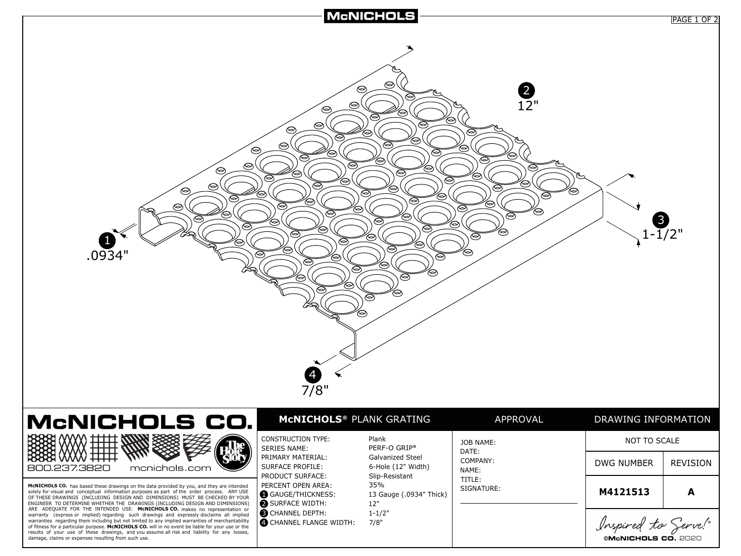# McNICHOLS

1 .0934"

2 12"

3 1-1/2"

4 7/8"

## McNICHOLS CO.

800.237.3820 mcnichols.com

**McNICHOLS CO.** has based these drawings on the data provided by you, and they are intended solely for visual and conceptual information purposes as part of the order process. ANY USE OF THESE DRAWINGS (INCLUDING DESIGN AND DIMENSIONS) MUST BE CHECKED BY YOUR ENGINEER TO DETERMINE WHETHER THE DRAWINGS (INCLUDING DESIGN AND DIMENSIONS) ARE ADEQUATE FOR THE INTENDED USE. **McNICHOLS CO.** makes no representation or warranty (express or implied) regarding such drawings and expressly disclaims all implied warranties regarding them including but not limited to any implied warranties of merchantability of fitness for a particular purpose. **McNICHOLS CO.** will in no event be liable for your use or the results of your use of these drawings, and you assume all risk and liability for any losses, damage, claims or expenses resulting from such use.

## McNICHOLS® PLANK GRATING

| | |
|---|---|
| CONSTRUCTION TYPE: | Plank |
| SERIES NAME: | PERF-O GRIP® |
| PRIMARY MATERIAL: | Galvanized Steel |
| SURFACE PROFILE: | 6-Hole (12" Width) |
| PRODUCT SURFACE: | Slip-Resistant |
| PERCENT OPEN AREA: | 35% |
| 1 GAUGE/THICKNESS: | 13 Gauge (.0934" Thick) |
| 2 SURFACE WIDTH: | 12" |
| 3 CHANNEL DEPTH: | 1-1/2" |
| 4 CHANNEL FLANGE WIDTH: | 7/8" |

## APPROVAL

JOB NAME:
DATE:
COMPANY:
NAME:
TITLE:
SIGNATURE:

## DRAWING INFORMATION

NOT TO SCALE

| DWG NUMBER | REVISION |
|---|---|
| **M4121513** | **A** |

Inspired to Serve!®

©McNICHOLS CO. 2020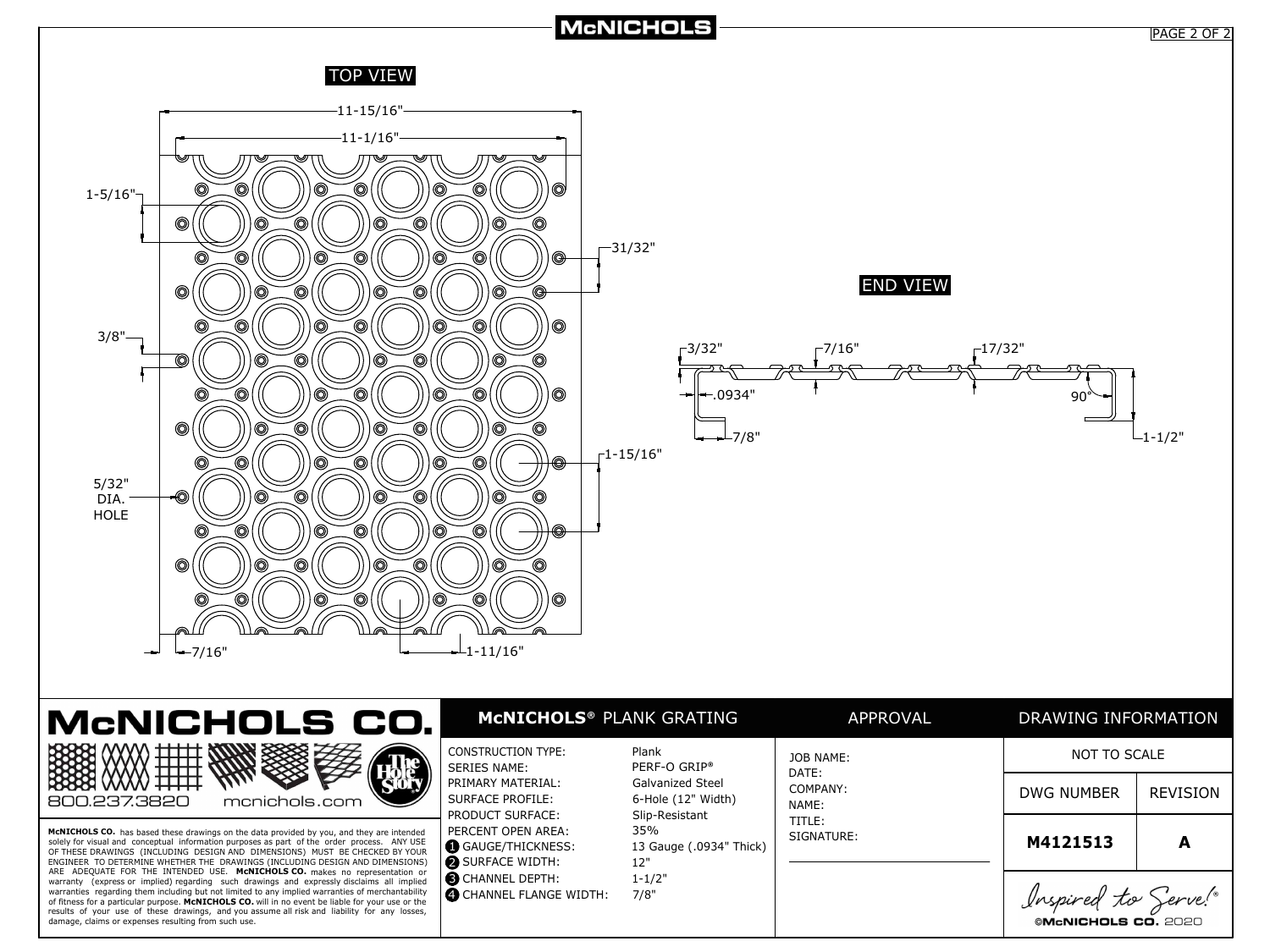# McNICHOLS

## TOP VIEW

11-15/16"

11-1/16"

1-5/16"

31/32"

3/8"

1-15/16"

5/32" DIA. HOLE

7/16"

1-11/16"

## END VIEW

3/32"

7/16"

17/32"

.0934"

90°

7/8"

1-1/2"

---

**McNICHOLS CO.**

800.237.3820 mcnichols.com

**McNICHOLS CO.** has based these drawings on the data provided by you, and they are intended solely for visual and conceptual information purposes as part of the order process. ANY USE OF THESE DRAWINGS (INCLUDING DESIGN AND DIMENSIONS) MUST BE CHECKED BY YOUR ENGINEER TO DETERMINE WHETHER THE DRAWINGS (INCLUDING DESIGN AND DIMENSIONS) ARE ADEQUATE FOR THE INTENDED USE. **McNICHOLS CO.** makes no representation or warranty (express or implied) regarding such drawings and expressly disclaims all implied warranties regarding them including but not limited to any implied warranties of merchantability of fitness for a particular purpose. **McNICHOLS CO.** will in no event be liable for your use or the results of your use of these drawings, and you assume all risk and liability for any losses, damage, claims or expenses resulting from such use.

## McNICHOLS® PLANK GRATING

| | |
|---|---|
| CONSTRUCTION TYPE: | Plank |
| SERIES NAME: | PERF-O GRIP® |
| PRIMARY MATERIAL: | Galvanized Steel |
| SURFACE PROFILE: | 6-Hole (12" Width) |
| PRODUCT SURFACE: | Slip-Resistant |
| PERCENT OPEN AREA: | 35% |
| 1 GAUGE/THICKNESS: | 13 Gauge (.0934" Thick) |
| 2 SURFACE WIDTH: | 12" |
| 3 CHANNEL DEPTH: | 1-1/2" |
| 4 CHANNEL FLANGE WIDTH: | 7/8" |

## APPROVAL

JOB NAME:
DATE:
COMPANY:
NAME:
TITLE:
SIGNATURE:

## DRAWING INFORMATION

NOT TO SCALE

| DWG NUMBER | REVISION |
|---|---|
| **M4121513** | **A** |

Inspired to Serve!®

©McNICHOLS CO. 2020